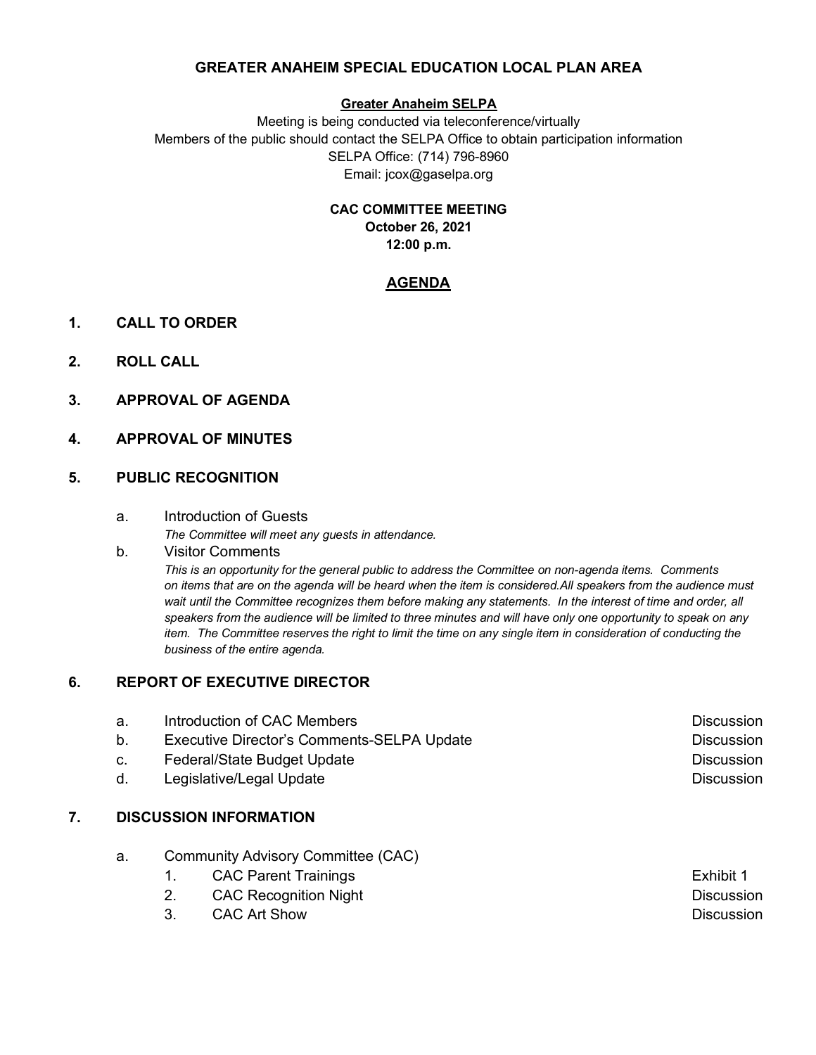# GREATER ANAHEIM SPECIAL EDUCATION LOCAL PLAN AREA

**Greater Anaheim SELPA**

Meeting is being conducted via teleconference/virtually
Members of the public should contact the SELPA Office to obtain participation information
SELPA Office: (714) 796-8960
Email: jcox@gaselpa.org

**CAC COMMITTEE MEETING**
**October 26, 2021**
**12:00 p.m.**

## AGENDA

## 1. CALL TO ORDER

## 2. ROLL CALL

## 3. APPROVAL OF AGENDA

## 4. APPROVAL OF MINUTES

## 5. PUBLIC RECOGNITION

a. Introduction of Guests
*The Committee will meet any guests in attendance.*

b. Visitor Comments
*This is an opportunity for the general public to address the Committee on non-agenda items. Comments on items that are on the agenda will be heard when the item is considered.All speakers from the audience must wait until the Committee recognizes them before making any statements. In the interest of time and order, all speakers from the audience will be limited to three minutes and will have only one opportunity to speak on any item. The Committee reserves the right to limit the time on any single item in consideration of conducting the business of the entire agenda.*

## 6. REPORT OF EXECUTIVE DIRECTOR

| | | |
|---|---|---|
| a. | Introduction of CAC Members | Discussion |
| b. | Executive Director's Comments-SELPA Update | Discussion |
| c. | Federal/State Budget Update | Discussion |
| d. | Legislative/Legal Update | Discussion |

## 7. DISCUSSION INFORMATION

a. Community Advisory Committee (CAC)

| | | |
|---|---|---|
| 1. | CAC Parent Trainings | Exhibit 1 |
| 2. | CAC Recognition Night | Discussion |
| 3. | CAC Art Show | Discussion |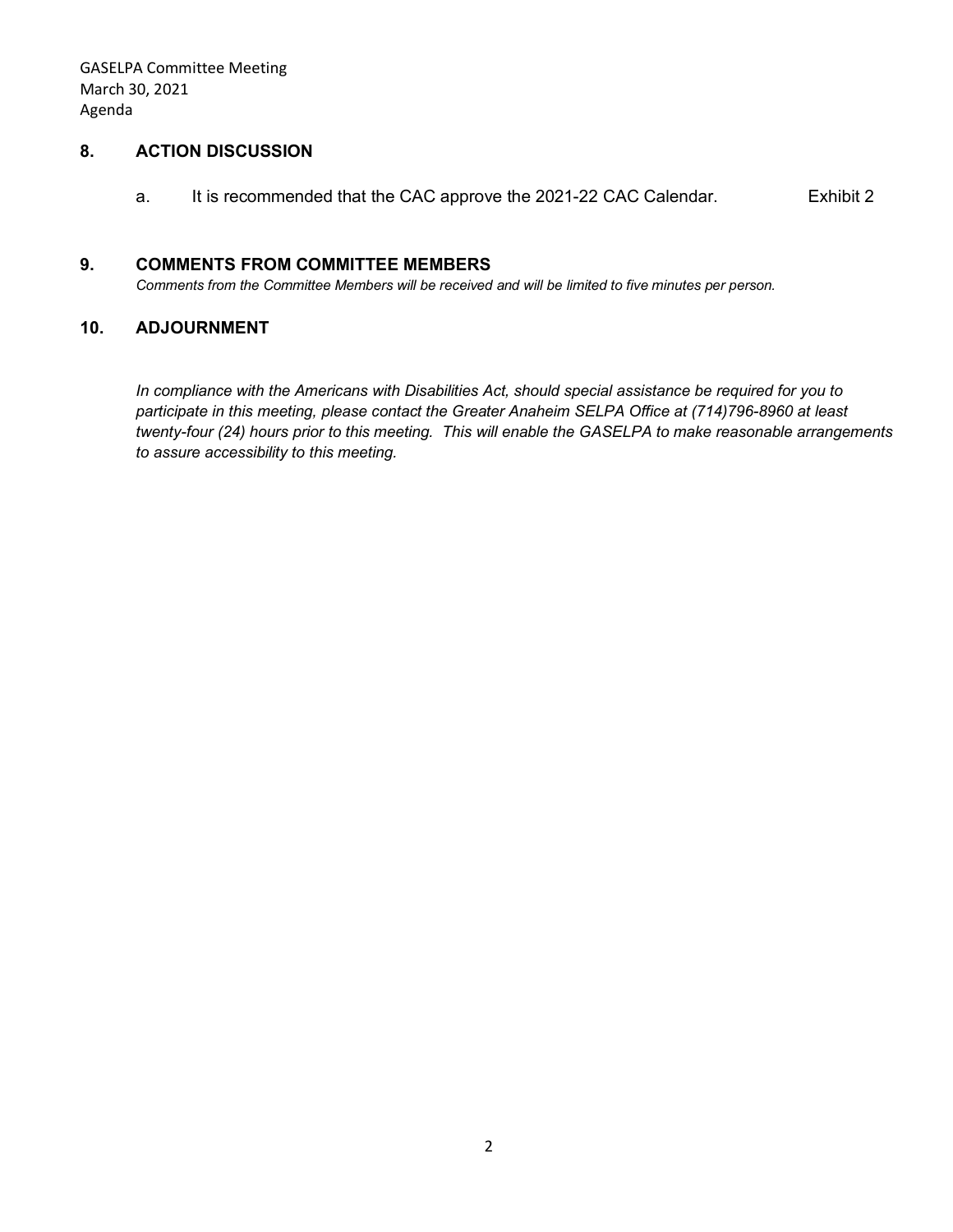## 8. ACTION DISCUSSION

a. It is recommended that the CAC approve the 2021-22 CAC Calendar. Exhibit 2

## 9. COMMENTS FROM COMMITTEE MEMBERS

*Comments from the Committee Members will be received and will be limited to five minutes per person.*

## 10. ADJOURNMENT

*In compliance with the Americans with Disabilities Act, should special assistance be required for you to participate in this meeting, please contact the Greater Anaheim SELPA Office at (714)796-8960 at least twenty-four (24) hours prior to this meeting. This will enable the GASELPA to make reasonable arrangements to assure accessibility to this meeting.*